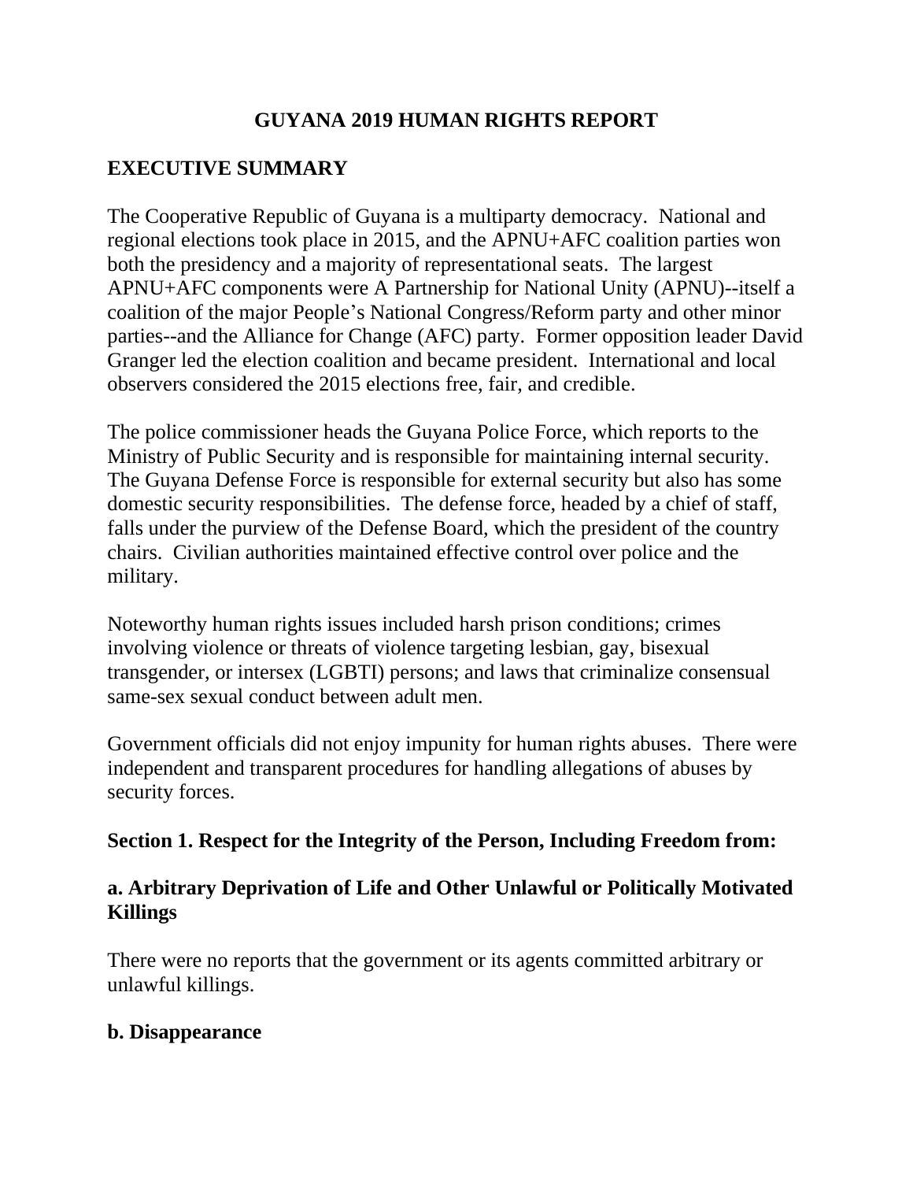# GUYANA 2019 HUMAN RIGHTS REPORT

## EXECUTIVE SUMMARY

The Cooperative Republic of Guyana is a multiparty democracy. National and regional elections took place in 2015, and the APNU+AFC coalition parties won both the presidency and a majority of representational seats. The largest APNU+AFC components were A Partnership for National Unity (APNU)--itself a coalition of the major People's National Congress/Reform party and other minor parties--and the Alliance for Change (AFC) party. Former opposition leader David Granger led the election coalition and became president. International and local observers considered the 2015 elections free, fair, and credible.

The police commissioner heads the Guyana Police Force, which reports to the Ministry of Public Security and is responsible for maintaining internal security. The Guyana Defense Force is responsible for external security but also has some domestic security responsibilities. The defense force, headed by a chief of staff, falls under the purview of the Defense Board, which the president of the country chairs. Civilian authorities maintained effective control over police and the military.

Noteworthy human rights issues included harsh prison conditions; crimes involving violence or threats of violence targeting lesbian, gay, bisexual transgender, or intersex (LGBTI) persons; and laws that criminalize consensual same-sex sexual conduct between adult men.

Government officials did not enjoy impunity for human rights abuses. There were independent and transparent procedures for handling allegations of abuses by security forces.

## Section 1. Respect for the Integrity of the Person, Including Freedom from:

### a. Arbitrary Deprivation of Life and Other Unlawful or Politically Motivated Killings

There were no reports that the government or its agents committed arbitrary or unlawful killings.

### b. Disappearance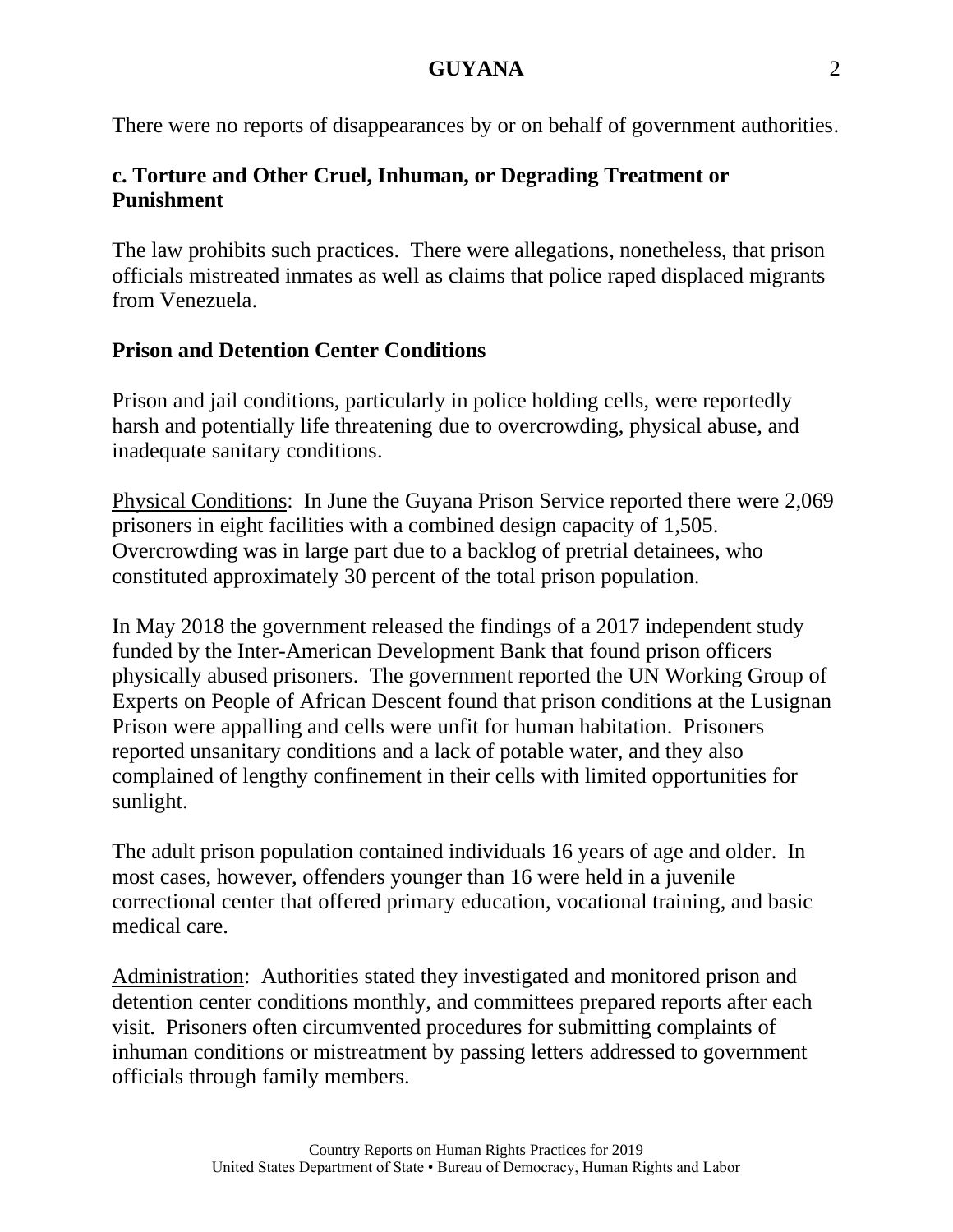There were no reports of disappearances by or on behalf of government authorities.

### c. Torture and Other Cruel, Inhuman, or Degrading Treatment or Punishment

The law prohibits such practices. There were allegations, nonetheless, that prison officials mistreated inmates as well as claims that police raped displaced migrants from Venezuela.

### Prison and Detention Center Conditions

Prison and jail conditions, particularly in police holding cells, were reportedly harsh and potentially life threatening due to overcrowding, physical abuse, and inadequate sanitary conditions.

Physical Conditions: In June the Guyana Prison Service reported there were 2,069 prisoners in eight facilities with a combined design capacity of 1,505. Overcrowding was in large part due to a backlog of pretrial detainees, who constituted approximately 30 percent of the total prison population.

In May 2018 the government released the findings of a 2017 independent study funded by the Inter-American Development Bank that found prison officers physically abused prisoners. The government reported the UN Working Group of Experts on People of African Descent found that prison conditions at the Lusignan Prison were appalling and cells were unfit for human habitation. Prisoners reported unsanitary conditions and a lack of potable water, and they also complained of lengthy confinement in their cells with limited opportunities for sunlight.

The adult prison population contained individuals 16 years of age and older. In most cases, however, offenders younger than 16 were held in a juvenile correctional center that offered primary education, vocational training, and basic medical care.

Administration: Authorities stated they investigated and monitored prison and detention center conditions monthly, and committees prepared reports after each visit. Prisoners often circumvented procedures for submitting complaints of inhuman conditions or mistreatment by passing letters addressed to government officials through family members.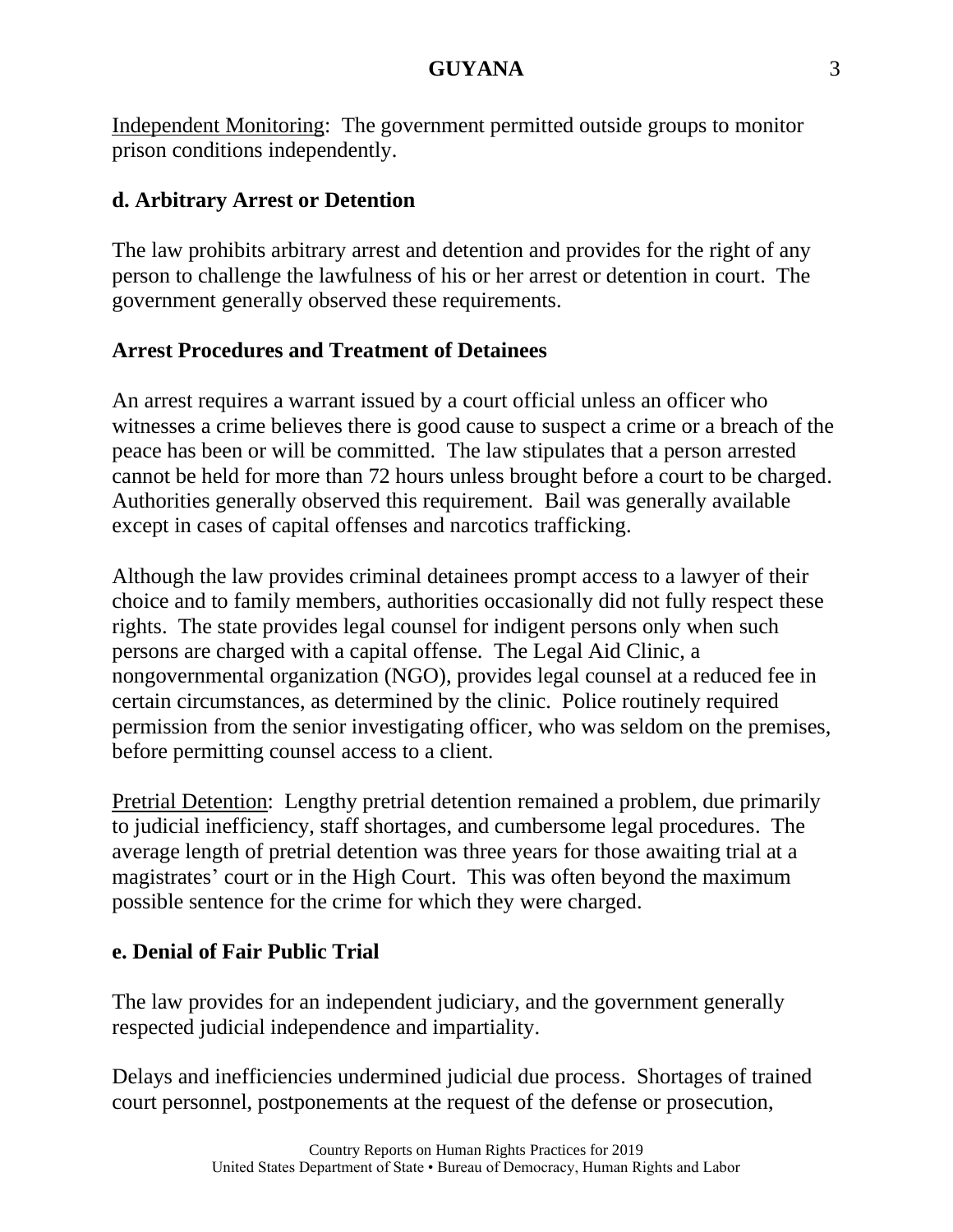Independent Monitoring: The government permitted outside groups to monitor prison conditions independently.

### d. Arbitrary Arrest or Detention

The law prohibits arbitrary arrest and detention and provides for the right of any person to challenge the lawfulness of his or her arrest or detention in court. The government generally observed these requirements.

### Arrest Procedures and Treatment of Detainees

An arrest requires a warrant issued by a court official unless an officer who witnesses a crime believes there is good cause to suspect a crime or a breach of the peace has been or will be committed. The law stipulates that a person arrested cannot be held for more than 72 hours unless brought before a court to be charged. Authorities generally observed this requirement. Bail was generally available except in cases of capital offenses and narcotics trafficking.

Although the law provides criminal detainees prompt access to a lawyer of their choice and to family members, authorities occasionally did not fully respect these rights. The state provides legal counsel for indigent persons only when such persons are charged with a capital offense. The Legal Aid Clinic, a nongovernmental organization (NGO), provides legal counsel at a reduced fee in certain circumstances, as determined by the clinic. Police routinely required permission from the senior investigating officer, who was seldom on the premises, before permitting counsel access to a client.

Pretrial Detention: Lengthy pretrial detention remained a problem, due primarily to judicial inefficiency, staff shortages, and cumbersome legal procedures. The average length of pretrial detention was three years for those awaiting trial at a magistrates' court or in the High Court. This was often beyond the maximum possible sentence for the crime for which they were charged.

### e. Denial of Fair Public Trial

The law provides for an independent judiciary, and the government generally respected judicial independence and impartiality.

Delays and inefficiencies undermined judicial due process. Shortages of trained court personnel, postponements at the request of the defense or prosecution,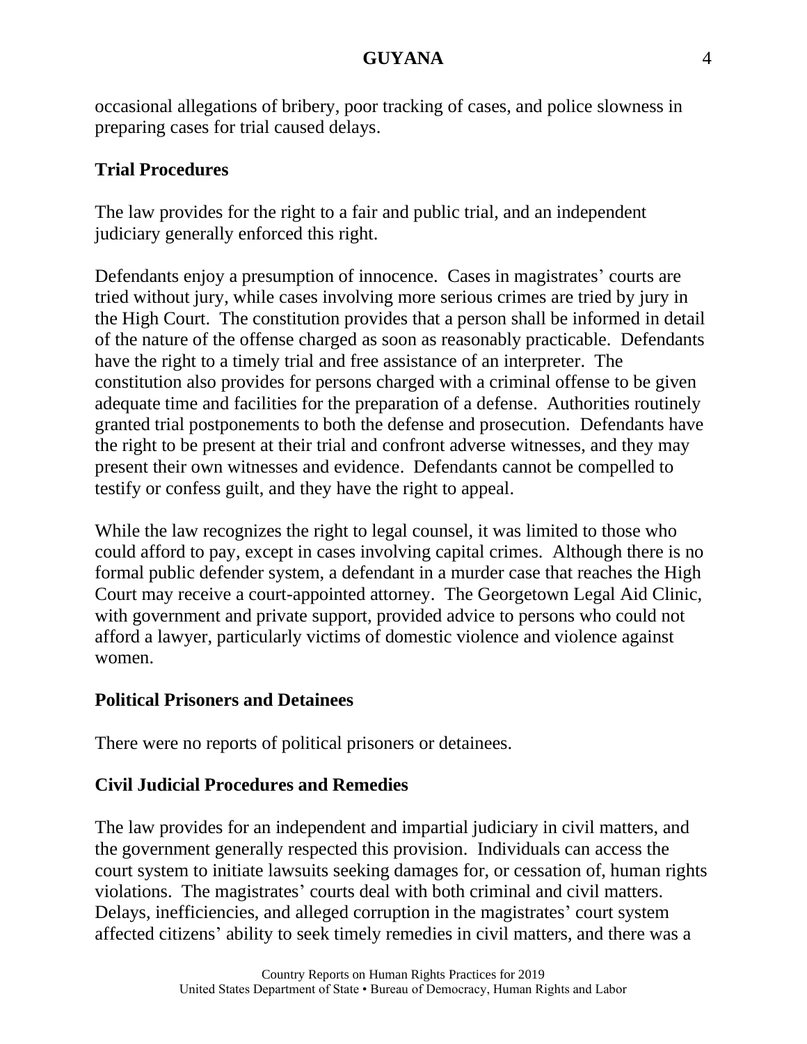occasional allegations of bribery, poor tracking of cases, and police slowness in preparing cases for trial caused delays.

### Trial Procedures

The law provides for the right to a fair and public trial, and an independent judiciary generally enforced this right.

Defendants enjoy a presumption of innocence. Cases in magistrates' courts are tried without jury, while cases involving more serious crimes are tried by jury in the High Court. The constitution provides that a person shall be informed in detail of the nature of the offense charged as soon as reasonably practicable. Defendants have the right to a timely trial and free assistance of an interpreter. The constitution also provides for persons charged with a criminal offense to be given adequate time and facilities for the preparation of a defense. Authorities routinely granted trial postponements to both the defense and prosecution. Defendants have the right to be present at their trial and confront adverse witnesses, and they may present their own witnesses and evidence. Defendants cannot be compelled to testify or confess guilt, and they have the right to appeal.

While the law recognizes the right to legal counsel, it was limited to those who could afford to pay, except in cases involving capital crimes. Although there is no formal public defender system, a defendant in a murder case that reaches the High Court may receive a court-appointed attorney. The Georgetown Legal Aid Clinic, with government and private support, provided advice to persons who could not afford a lawyer, particularly victims of domestic violence and violence against women.

### Political Prisoners and Detainees

There were no reports of political prisoners or detainees.

### Civil Judicial Procedures and Remedies

The law provides for an independent and impartial judiciary in civil matters, and the government generally respected this provision. Individuals can access the court system to initiate lawsuits seeking damages for, or cessation of, human rights violations. The magistrates' courts deal with both criminal and civil matters. Delays, inefficiencies, and alleged corruption in the magistrates' court system affected citizens' ability to seek timely remedies in civil matters, and there was a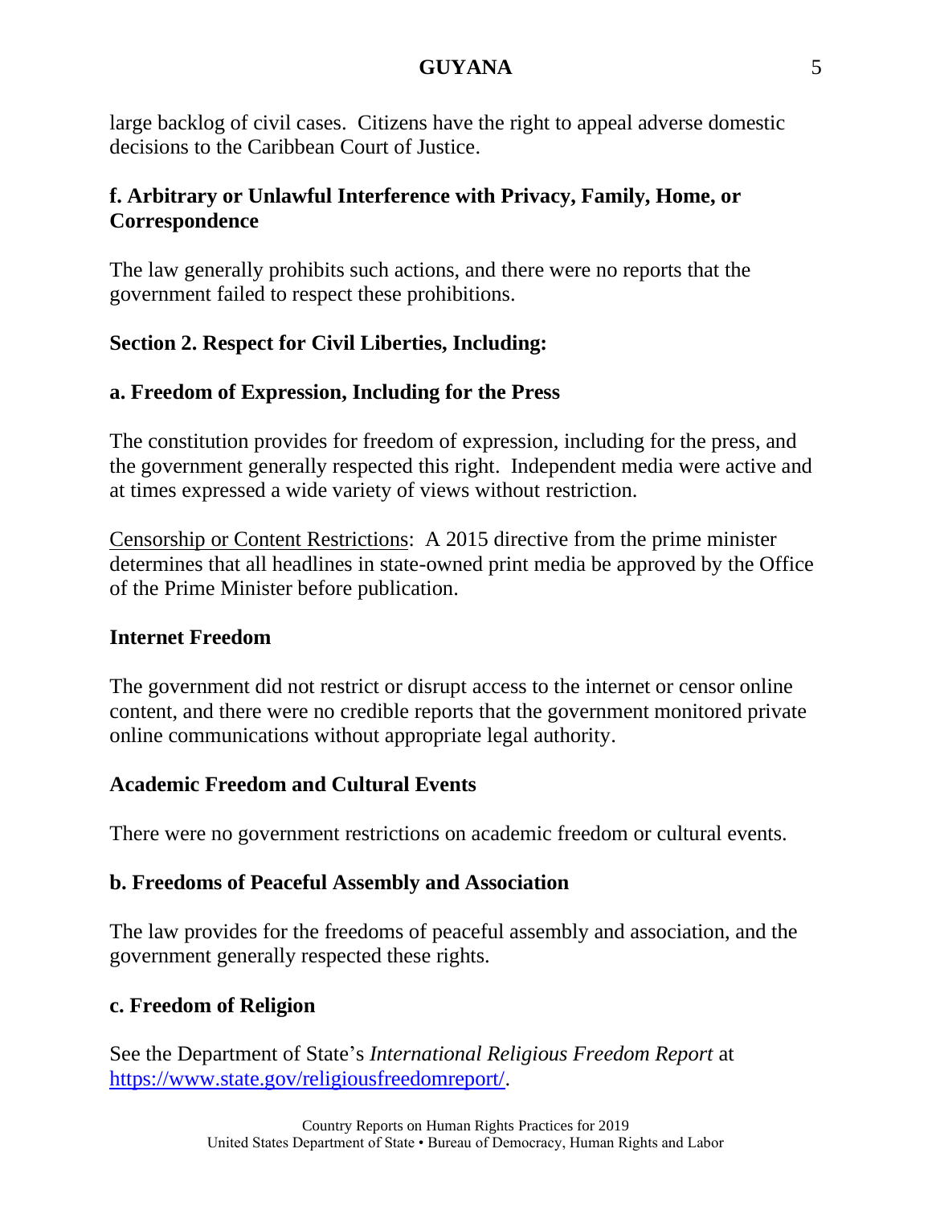large backlog of civil cases. Citizens have the right to appeal adverse domestic decisions to the Caribbean Court of Justice.

### f. Arbitrary or Unlawful Interference with Privacy, Family, Home, or Correspondence

The law generally prohibits such actions, and there were no reports that the government failed to respect these prohibitions.

## Section 2. Respect for Civil Liberties, Including:

### a. Freedom of Expression, Including for the Press

The constitution provides for freedom of expression, including for the press, and the government generally respected this right. Independent media were active and at times expressed a wide variety of views without restriction.

Censorship or Content Restrictions: A 2015 directive from the prime minister determines that all headlines in state-owned print media be approved by the Office of the Prime Minister before publication.

### Internet Freedom

The government did not restrict or disrupt access to the internet or censor online content, and there were no credible reports that the government monitored private online communications without appropriate legal authority.

### Academic Freedom and Cultural Events

There were no government restrictions on academic freedom or cultural events.

### b. Freedoms of Peaceful Assembly and Association

The law provides for the freedoms of peaceful assembly and association, and the government generally respected these rights.

### c. Freedom of Religion

See the Department of State's *International Religious Freedom Report* at https://www.state.gov/religiousfreedomreport/.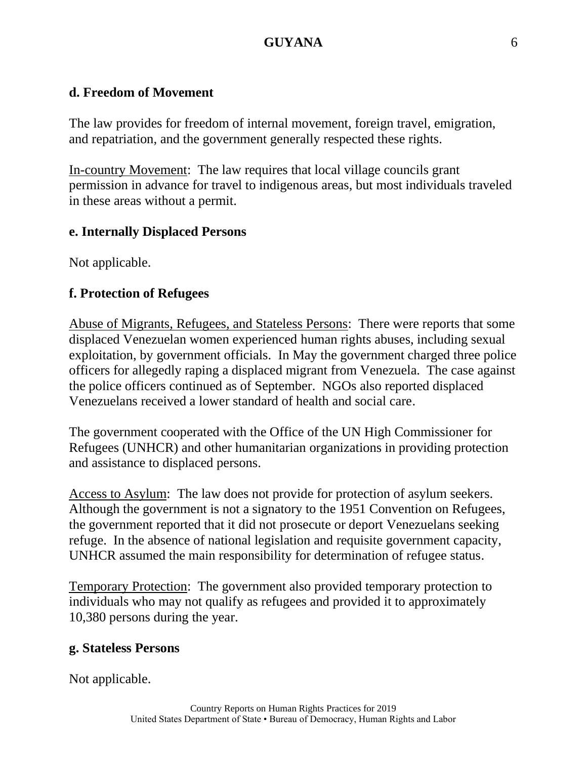### d. Freedom of Movement

The law provides for freedom of internal movement, foreign travel, emigration, and repatriation, and the government generally respected these rights.

In-country Movement: The law requires that local village councils grant permission in advance for travel to indigenous areas, but most individuals traveled in these areas without a permit.

### e. Internally Displaced Persons

Not applicable.

### f. Protection of Refugees

Abuse of Migrants, Refugees, and Stateless Persons: There were reports that some displaced Venezuelan women experienced human rights abuses, including sexual exploitation, by government officials. In May the government charged three police officers for allegedly raping a displaced migrant from Venezuela. The case against the police officers continued as of September. NGOs also reported displaced Venezuelans received a lower standard of health and social care.

The government cooperated with the Office of the UN High Commissioner for Refugees (UNHCR) and other humanitarian organizations in providing protection and assistance to displaced persons.

Access to Asylum: The law does not provide for protection of asylum seekers. Although the government is not a signatory to the 1951 Convention on Refugees, the government reported that it did not prosecute or deport Venezuelans seeking refuge. In the absence of national legislation and requisite government capacity, UNHCR assumed the main responsibility for determination of refugee status.

Temporary Protection: The government also provided temporary protection to individuals who may not qualify as refugees and provided it to approximately 10,380 persons during the year.

### g. Stateless Persons

Not applicable.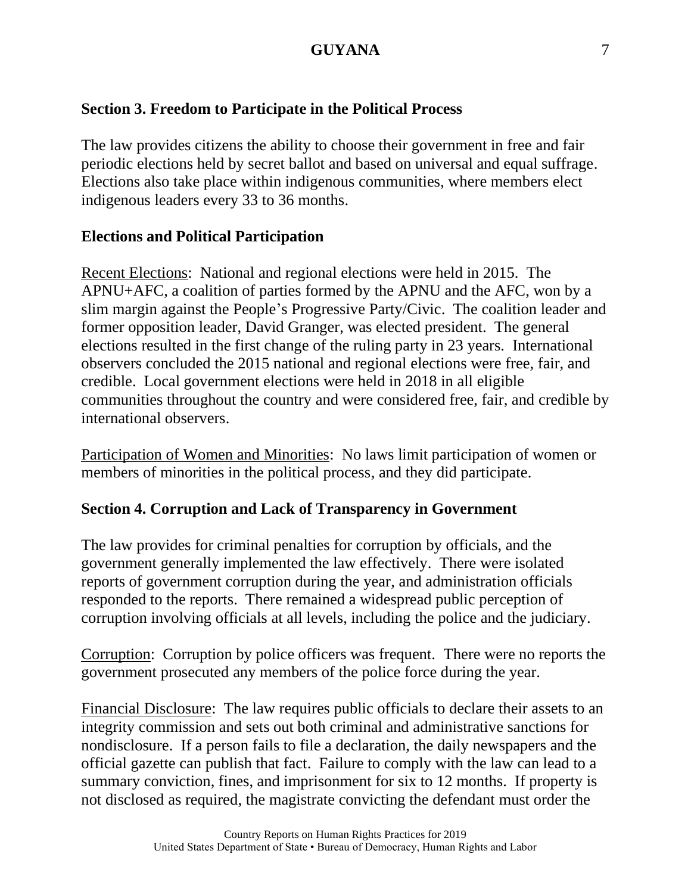## Section 3. Freedom to Participate in the Political Process

The law provides citizens the ability to choose their government in free and fair periodic elections held by secret ballot and based on universal and equal suffrage. Elections also take place within indigenous communities, where members elect indigenous leaders every 33 to 36 months.

### Elections and Political Participation

Recent Elections: National and regional elections were held in 2015. The APNU+AFC, a coalition of parties formed by the APNU and the AFC, won by a slim margin against the People's Progressive Party/Civic. The coalition leader and former opposition leader, David Granger, was elected president. The general elections resulted in the first change of the ruling party in 23 years. International observers concluded the 2015 national and regional elections were free, fair, and credible. Local government elections were held in 2018 in all eligible communities throughout the country and were considered free, fair, and credible by international observers.

Participation of Women and Minorities: No laws limit participation of women or members of minorities in the political process, and they did participate.

## Section 4. Corruption and Lack of Transparency in Government

The law provides for criminal penalties for corruption by officials, and the government generally implemented the law effectively. There were isolated reports of government corruption during the year, and administration officials responded to the reports. There remained a widespread public perception of corruption involving officials at all levels, including the police and the judiciary.

Corruption: Corruption by police officers was frequent. There were no reports the government prosecuted any members of the police force during the year.

Financial Disclosure: The law requires public officials to declare their assets to an integrity commission and sets out both criminal and administrative sanctions for nondisclosure. If a person fails to file a declaration, the daily newspapers and the official gazette can publish that fact. Failure to comply with the law can lead to a summary conviction, fines, and imprisonment for six to 12 months. If property is not disclosed as required, the magistrate convicting the defendant must order the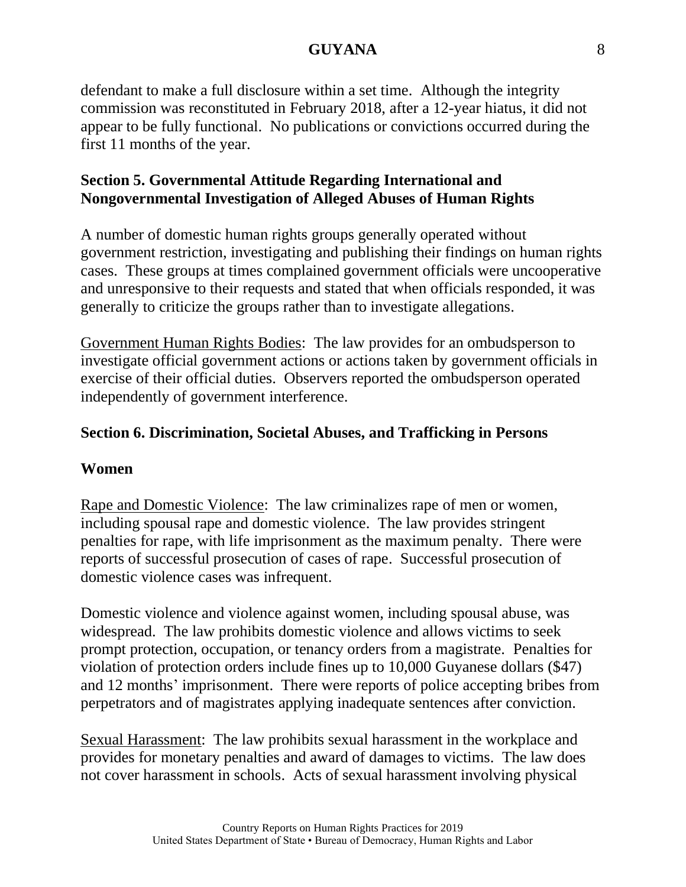defendant to make a full disclosure within a set time. Although the integrity commission was reconstituted in February 2018, after a 12-year hiatus, it did not appear to be fully functional. No publications or convictions occurred during the first 11 months of the year.

## Section 5. Governmental Attitude Regarding International and Nongovernmental Investigation of Alleged Abuses of Human Rights

A number of domestic human rights groups generally operated without government restriction, investigating and publishing their findings on human rights cases. These groups at times complained government officials were uncooperative and unresponsive to their requests and stated that when officials responded, it was generally to criticize the groups rather than to investigate allegations.

Government Human Rights Bodies: The law provides for an ombudsperson to investigate official government actions or actions taken by government officials in exercise of their official duties. Observers reported the ombudsperson operated independently of government interference.

## Section 6. Discrimination, Societal Abuses, and Trafficking in Persons

### Women

Rape and Domestic Violence: The law criminalizes rape of men or women, including spousal rape and domestic violence. The law provides stringent penalties for rape, with life imprisonment as the maximum penalty. There were reports of successful prosecution of cases of rape. Successful prosecution of domestic violence cases was infrequent.

Domestic violence and violence against women, including spousal abuse, was widespread. The law prohibits domestic violence and allows victims to seek prompt protection, occupation, or tenancy orders from a magistrate. Penalties for violation of protection orders include fines up to 10,000 Guyanese dollars ($47) and 12 months' imprisonment. There were reports of police accepting bribes from perpetrators and of magistrates applying inadequate sentences after conviction.

Sexual Harassment: The law prohibits sexual harassment in the workplace and provides for monetary penalties and award of damages to victims. The law does not cover harassment in schools. Acts of sexual harassment involving physical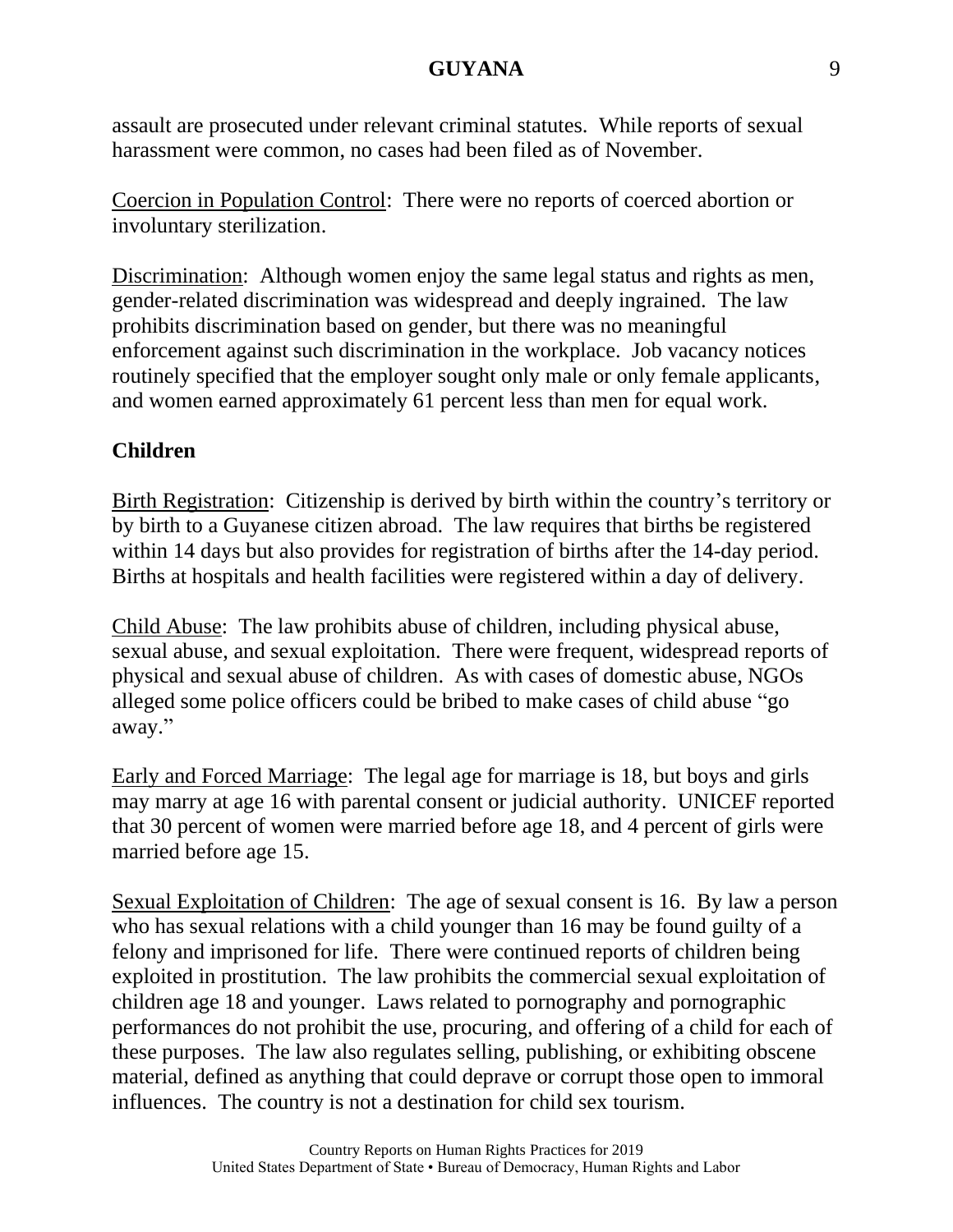assault are prosecuted under relevant criminal statutes. While reports of sexual harassment were common, no cases had been filed as of November.

Coercion in Population Control: There were no reports of coerced abortion or involuntary sterilization.

Discrimination: Although women enjoy the same legal status and rights as men, gender-related discrimination was widespread and deeply ingrained. The law prohibits discrimination based on gender, but there was no meaningful enforcement against such discrimination in the workplace. Job vacancy notices routinely specified that the employer sought only male or only female applicants, and women earned approximately 61 percent less than men for equal work.

**Children**

Birth Registration: Citizenship is derived by birth within the country's territory or by birth to a Guyanese citizen abroad. The law requires that births be registered within 14 days but also provides for registration of births after the 14-day period. Births at hospitals and health facilities were registered within a day of delivery.

Child Abuse: The law prohibits abuse of children, including physical abuse, sexual abuse, and sexual exploitation. There were frequent, widespread reports of physical and sexual abuse of children. As with cases of domestic abuse, NGOs alleged some police officers could be bribed to make cases of child abuse "go away."

Early and Forced Marriage: The legal age for marriage is 18, but boys and girls may marry at age 16 with parental consent or judicial authority. UNICEF reported that 30 percent of women were married before age 18, and 4 percent of girls were married before age 15.

Sexual Exploitation of Children: The age of sexual consent is 16. By law a person who has sexual relations with a child younger than 16 may be found guilty of a felony and imprisoned for life. There were continued reports of children being exploited in prostitution. The law prohibits the commercial sexual exploitation of children age 18 and younger. Laws related to pornography and pornographic performances do not prohibit the use, procuring, and offering of a child for each of these purposes. The law also regulates selling, publishing, or exhibiting obscene material, defined as anything that could deprave or corrupt those open to immoral influences. The country is not a destination for child sex tourism.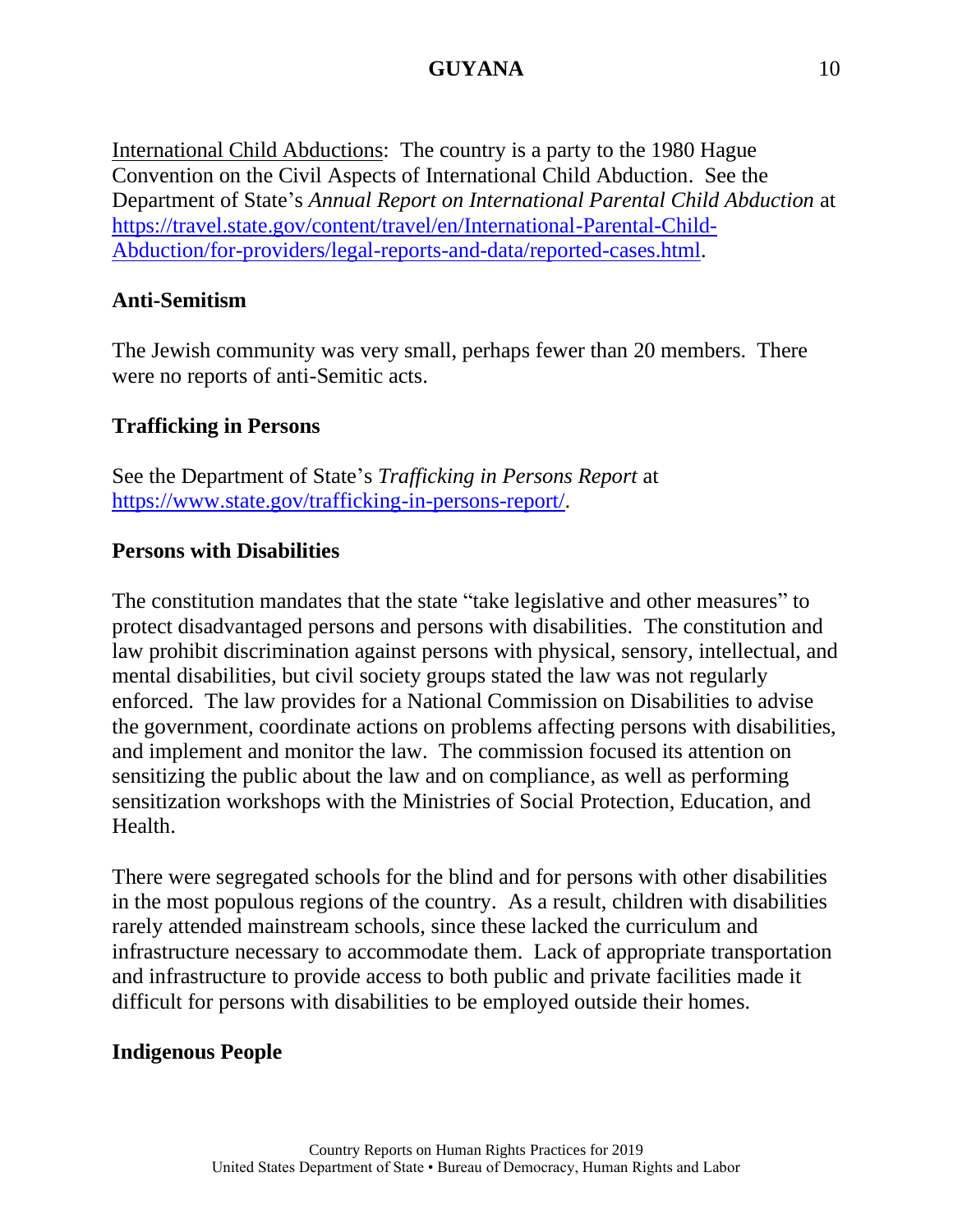International Child Abductions: The country is a party to the 1980 Hague Convention on the Civil Aspects of International Child Abduction. See the Department of State's *Annual Report on International Parental Child Abduction* at [https://travel.state.gov/content/travel/en/International-Parental-Child-Abduction/for-providers/legal-reports-and-data/reported-cases.html](https://travel.state.gov/content/travel/en/International-Parental-Child-Abduction/for-providers/legal-reports-and-data/reported-cases.html).

**Anti-Semitism**

The Jewish community was very small, perhaps fewer than 20 members. There were no reports of anti-Semitic acts.

**Trafficking in Persons**

See the Department of State's *Trafficking in Persons Report* at [https://www.state.gov/trafficking-in-persons-report/](https://www.state.gov/trafficking-in-persons-report/).

**Persons with Disabilities**

The constitution mandates that the state "take legislative and other measures" to protect disadvantaged persons and persons with disabilities. The constitution and law prohibit discrimination against persons with physical, sensory, intellectual, and mental disabilities, but civil society groups stated the law was not regularly enforced. The law provides for a National Commission on Disabilities to advise the government, coordinate actions on problems affecting persons with disabilities, and implement and monitor the law. The commission focused its attention on sensitizing the public about the law and on compliance, as well as performing sensitization workshops with the Ministries of Social Protection, Education, and Health.

There were segregated schools for the blind and for persons with other disabilities in the most populous regions of the country. As a result, children with disabilities rarely attended mainstream schools, since these lacked the curriculum and infrastructure necessary to accommodate them. Lack of appropriate transportation and infrastructure to provide access to both public and private facilities made it difficult for persons with disabilities to be employed outside their homes.

**Indigenous People**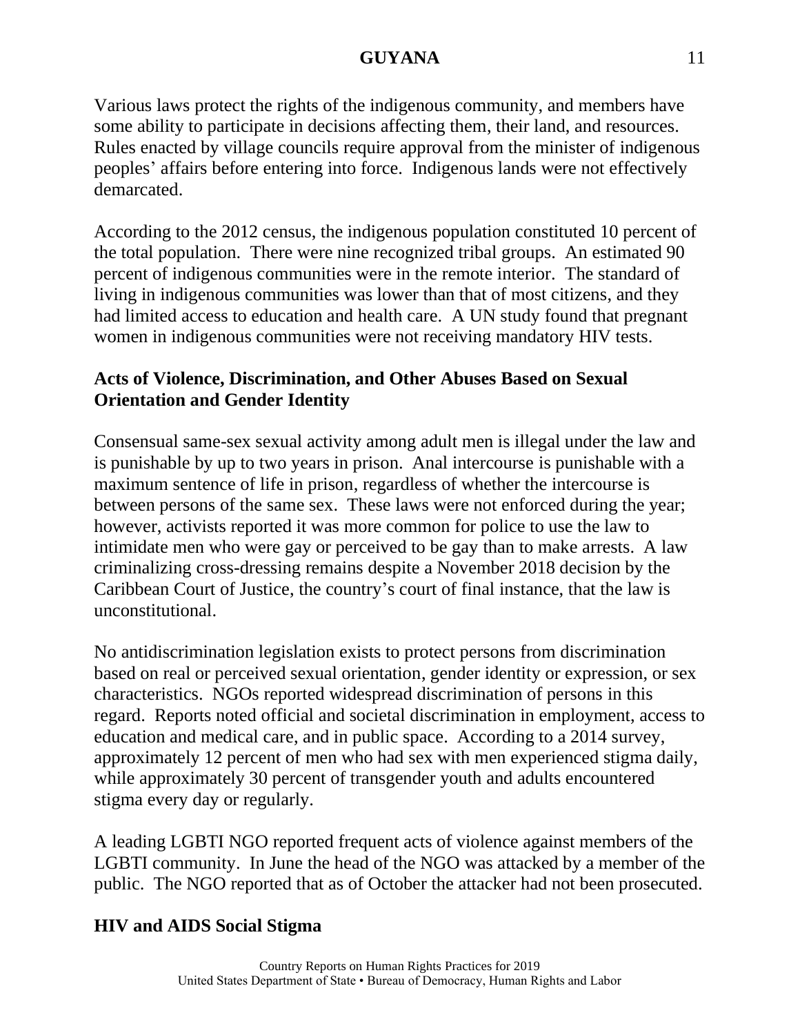Various laws protect the rights of the indigenous community, and members have some ability to participate in decisions affecting them, their land, and resources. Rules enacted by village councils require approval from the minister of indigenous peoples' affairs before entering into force. Indigenous lands were not effectively demarcated.

According to the 2012 census, the indigenous population constituted 10 percent of the total population. There were nine recognized tribal groups. An estimated 90 percent of indigenous communities were in the remote interior. The standard of living in indigenous communities was lower than that of most citizens, and they had limited access to education and health care. A UN study found that pregnant women in indigenous communities were not receiving mandatory HIV tests.

### Acts of Violence, Discrimination, and Other Abuses Based on Sexual Orientation and Gender Identity

Consensual same-sex sexual activity among adult men is illegal under the law and is punishable by up to two years in prison. Anal intercourse is punishable with a maximum sentence of life in prison, regardless of whether the intercourse is between persons of the same sex. These laws were not enforced during the year; however, activists reported it was more common for police to use the law to intimidate men who were gay or perceived to be gay than to make arrests. A law criminalizing cross-dressing remains despite a November 2018 decision by the Caribbean Court of Justice, the country's court of final instance, that the law is unconstitutional.

No antidiscrimination legislation exists to protect persons from discrimination based on real or perceived sexual orientation, gender identity or expression, or sex characteristics. NGOs reported widespread discrimination of persons in this regard. Reports noted official and societal discrimination in employment, access to education and medical care, and in public space. According to a 2014 survey, approximately 12 percent of men who had sex with men experienced stigma daily, while approximately 30 percent of transgender youth and adults encountered stigma every day or regularly.

A leading LGBTI NGO reported frequent acts of violence against members of the LGBTI community. In June the head of the NGO was attacked by a member of the public. The NGO reported that as of October the attacker had not been prosecuted.

### HIV and AIDS Social Stigma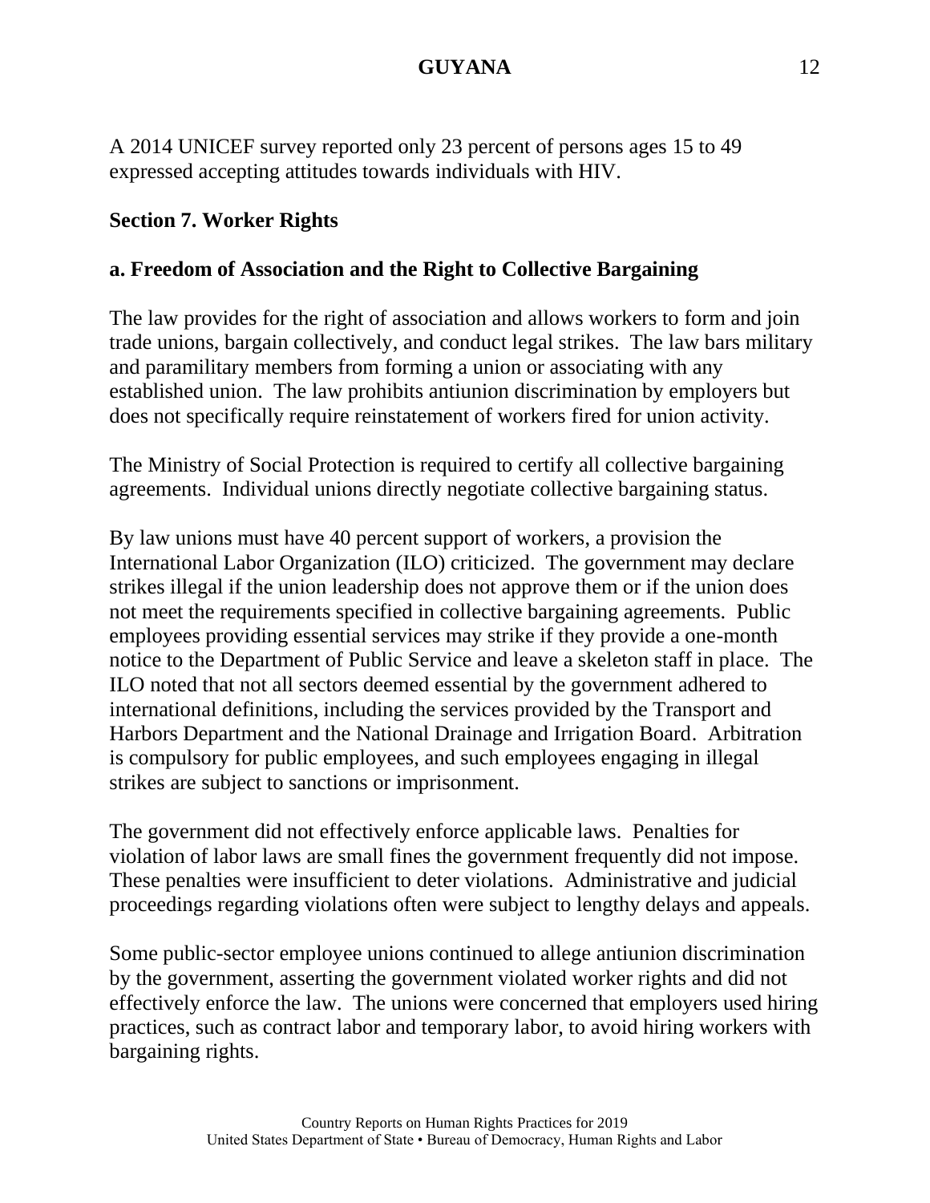A 2014 UNICEF survey reported only 23 percent of persons ages 15 to 49 expressed accepting attitudes towards individuals with HIV.

## Section 7. Worker Rights

### a. Freedom of Association and the Right to Collective Bargaining

The law provides for the right of association and allows workers to form and join trade unions, bargain collectively, and conduct legal strikes. The law bars military and paramilitary members from forming a union or associating with any established union. The law prohibits antiunion discrimination by employers but does not specifically require reinstatement of workers fired for union activity.

The Ministry of Social Protection is required to certify all collective bargaining agreements. Individual unions directly negotiate collective bargaining status.

By law unions must have 40 percent support of workers, a provision the International Labor Organization (ILO) criticized. The government may declare strikes illegal if the union leadership does not approve them or if the union does not meet the requirements specified in collective bargaining agreements. Public employees providing essential services may strike if they provide a one-month notice to the Department of Public Service and leave a skeleton staff in place. The ILO noted that not all sectors deemed essential by the government adhered to international definitions, including the services provided by the Transport and Harbors Department and the National Drainage and Irrigation Board. Arbitration is compulsory for public employees, and such employees engaging in illegal strikes are subject to sanctions or imprisonment.

The government did not effectively enforce applicable laws. Penalties for violation of labor laws are small fines the government frequently did not impose. These penalties were insufficient to deter violations. Administrative and judicial proceedings regarding violations often were subject to lengthy delays and appeals.

Some public-sector employee unions continued to allege antiunion discrimination by the government, asserting the government violated worker rights and did not effectively enforce the law. The unions were concerned that employers used hiring practices, such as contract labor and temporary labor, to avoid hiring workers with bargaining rights.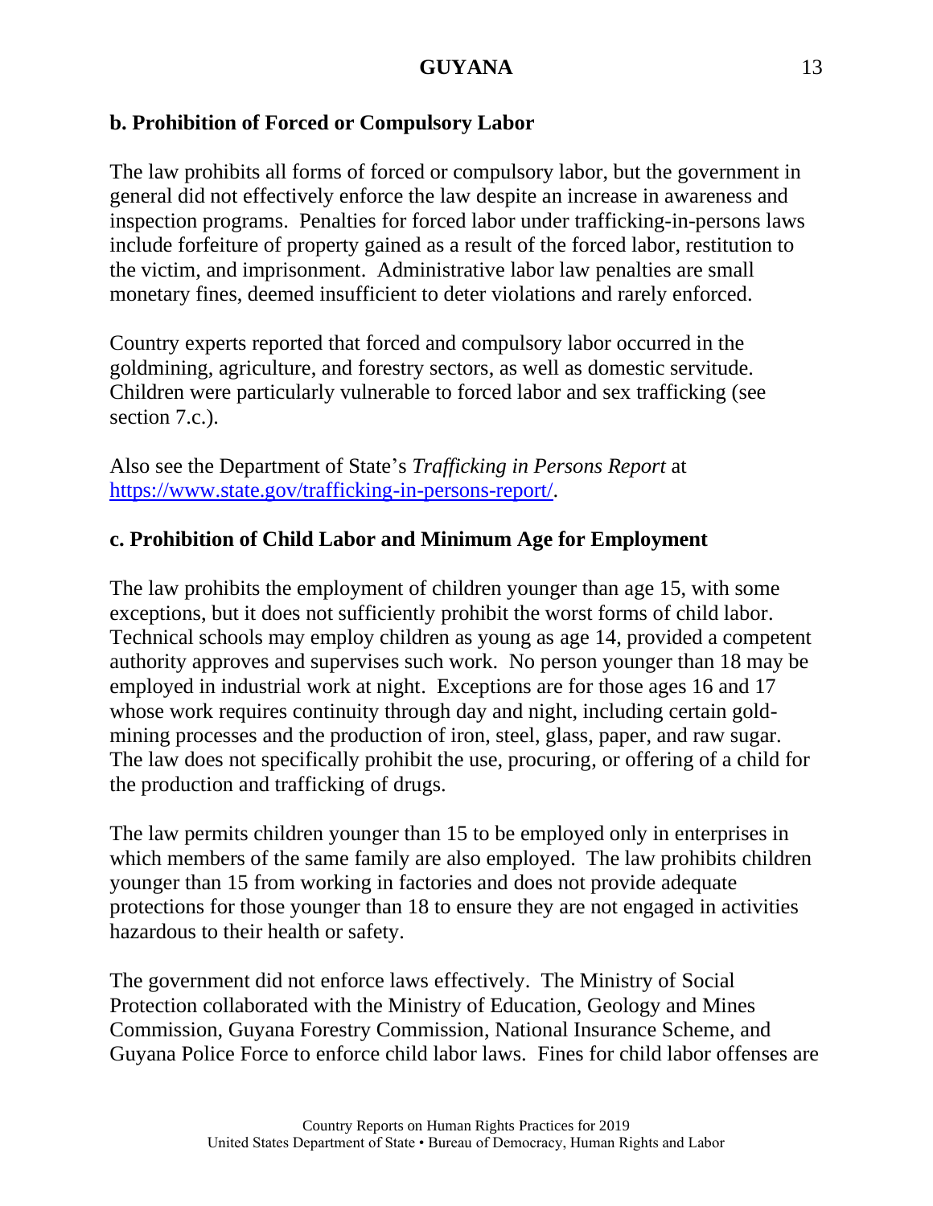**b. Prohibition of Forced or Compulsory Labor**

The law prohibits all forms of forced or compulsory labor, but the government in general did not effectively enforce the law despite an increase in awareness and inspection programs. Penalties for forced labor under trafficking-in-persons laws include forfeiture of property gained as a result of the forced labor, restitution to the victim, and imprisonment. Administrative labor law penalties are small monetary fines, deemed insufficient to deter violations and rarely enforced.

Country experts reported that forced and compulsory labor occurred in the goldmining, agriculture, and forestry sectors, as well as domestic servitude. Children were particularly vulnerable to forced labor and sex trafficking (see section 7.c.).

Also see the Department of State's *Trafficking in Persons Report* at [https://www.state.gov/trafficking-in-persons-report/](https://www.state.gov/trafficking-in-persons-report/).

**c. Prohibition of Child Labor and Minimum Age for Employment**

The law prohibits the employment of children younger than age 15, with some exceptions, but it does not sufficiently prohibit the worst forms of child labor. Technical schools may employ children as young as age 14, provided a competent authority approves and supervises such work. No person younger than 18 may be employed in industrial work at night. Exceptions are for those ages 16 and 17 whose work requires continuity through day and night, including certain gold-mining processes and the production of iron, steel, glass, paper, and raw sugar. The law does not specifically prohibit the use, procuring, or offering of a child for the production and trafficking of drugs.

The law permits children younger than 15 to be employed only in enterprises in which members of the same family are also employed. The law prohibits children younger than 15 from working in factories and does not provide adequate protections for those younger than 18 to ensure they are not engaged in activities hazardous to their health or safety.

The government did not enforce laws effectively. The Ministry of Social Protection collaborated with the Ministry of Education, Geology and Mines Commission, Guyana Forestry Commission, National Insurance Scheme, and Guyana Police Force to enforce child labor laws. Fines for child labor offenses are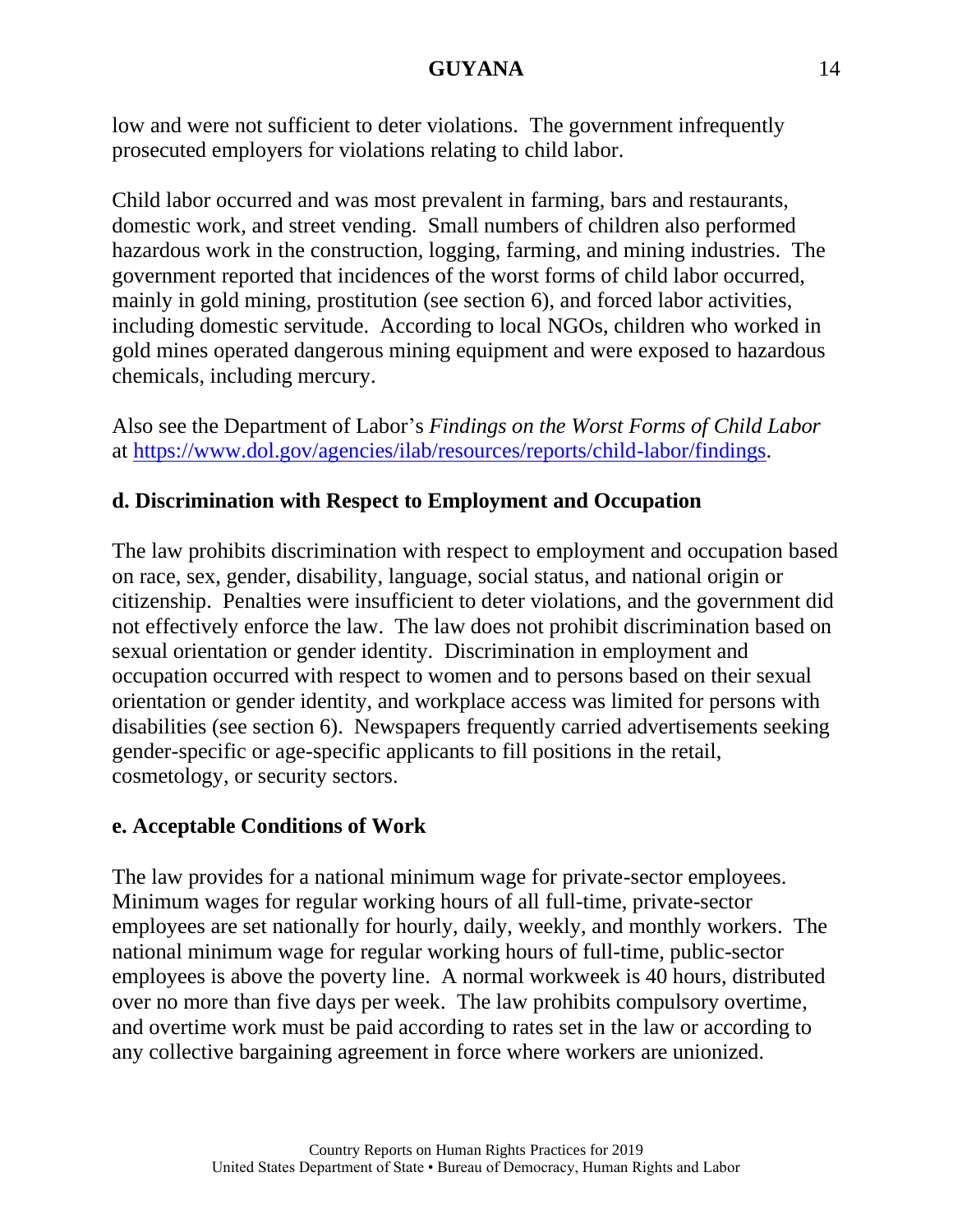low and were not sufficient to deter violations. The government infrequently prosecuted employers for violations relating to child labor.

Child labor occurred and was most prevalent in farming, bars and restaurants, domestic work, and street vending. Small numbers of children also performed hazardous work in the construction, logging, farming, and mining industries. The government reported that incidences of the worst forms of child labor occurred, mainly in gold mining, prostitution (see section 6), and forced labor activities, including domestic servitude. According to local NGOs, children who worked in gold mines operated dangerous mining equipment and were exposed to hazardous chemicals, including mercury.

Also see the Department of Labor's *Findings on the Worst Forms of Child Labor* at [https://www.dol.gov/agencies/ilab/resources/reports/child-labor/findings](https://www.dol.gov/agencies/ilab/resources/reports/child-labor/findings).

## d. Discrimination with Respect to Employment and Occupation

The law prohibits discrimination with respect to employment and occupation based on race, sex, gender, disability, language, social status, and national origin or citizenship. Penalties were insufficient to deter violations, and the government did not effectively enforce the law. The law does not prohibit discrimination based on sexual orientation or gender identity. Discrimination in employment and occupation occurred with respect to women and to persons based on their sexual orientation or gender identity, and workplace access was limited for persons with disabilities (see section 6). Newspapers frequently carried advertisements seeking gender-specific or age-specific applicants to fill positions in the retail, cosmetology, or security sectors.

## e. Acceptable Conditions of Work

The law provides for a national minimum wage for private-sector employees. Minimum wages for regular working hours of all full-time, private-sector employees are set nationally for hourly, daily, weekly, and monthly workers. The national minimum wage for regular working hours of full-time, public-sector employees is above the poverty line. A normal workweek is 40 hours, distributed over no more than five days per week. The law prohibits compulsory overtime, and overtime work must be paid according to rates set in the law or according to any collective bargaining agreement in force where workers are unionized.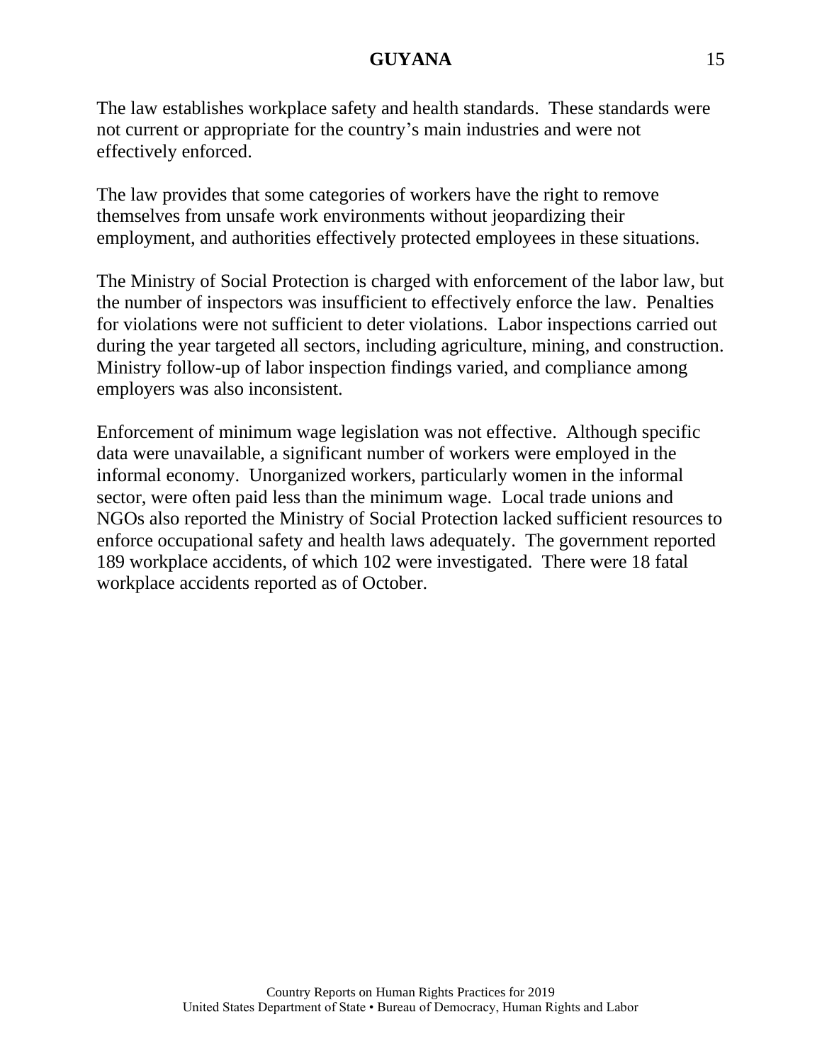The law establishes workplace safety and health standards. These standards were not current or appropriate for the country's main industries and were not effectively enforced.

The law provides that some categories of workers have the right to remove themselves from unsafe work environments without jeopardizing their employment, and authorities effectively protected employees in these situations.

The Ministry of Social Protection is charged with enforcement of the labor law, but the number of inspectors was insufficient to effectively enforce the law. Penalties for violations were not sufficient to deter violations. Labor inspections carried out during the year targeted all sectors, including agriculture, mining, and construction. Ministry follow-up of labor inspection findings varied, and compliance among employers was also inconsistent.

Enforcement of minimum wage legislation was not effective. Although specific data were unavailable, a significant number of workers were employed in the informal economy. Unorganized workers, particularly women in the informal sector, were often paid less than the minimum wage. Local trade unions and NGOs also reported the Ministry of Social Protection lacked sufficient resources to enforce occupational safety and health laws adequately. The government reported 189 workplace accidents, of which 102 were investigated. There were 18 fatal workplace accidents reported as of October.